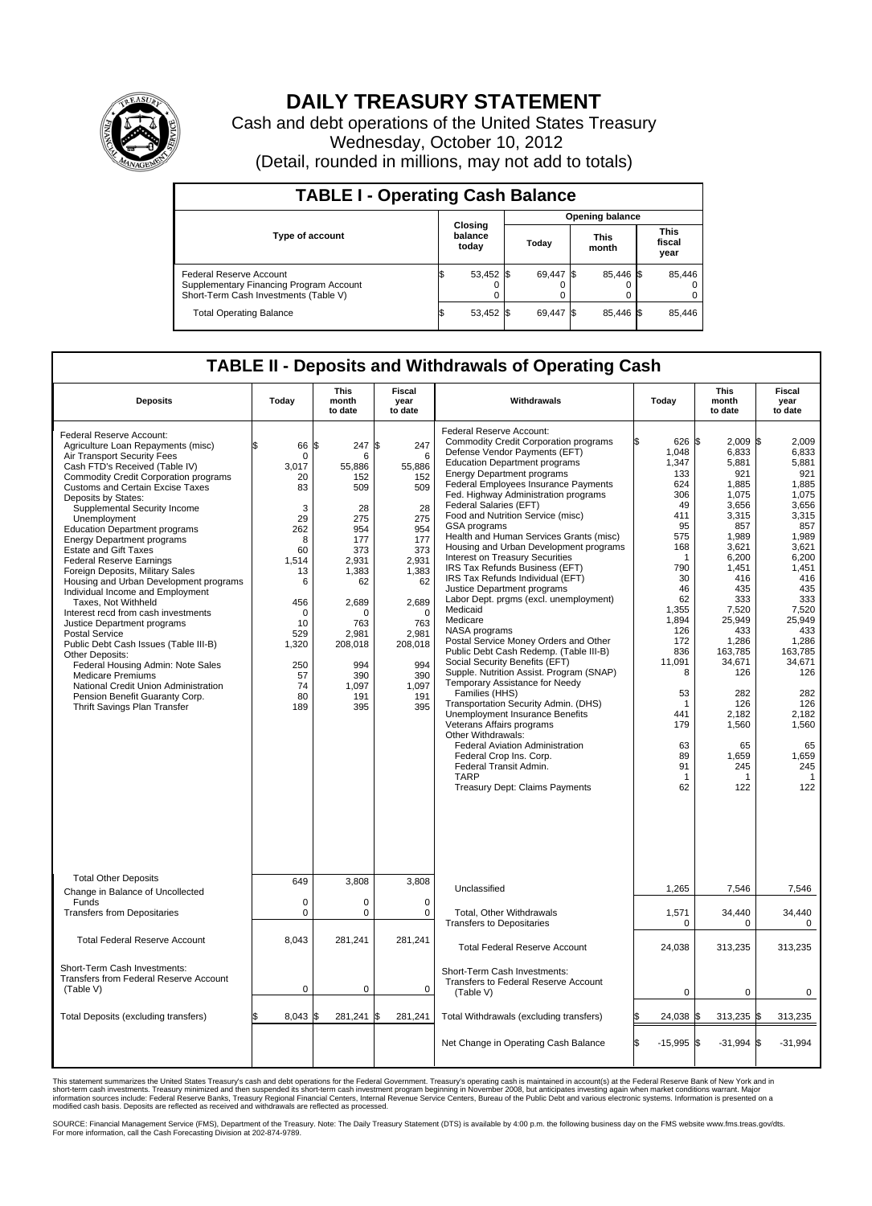# DAILY TREASURY STATEMENT

Cash and debt operations of the United States Treasury

Wednesday, October 10, 2012

(Detail, rounded in millions, may not add to totals)

## TABLE I - Operating Cash Balance

| Type of account | Closing balance today | Opening balance Today | Opening balance This month | Opening balance This fiscal year |
|---|---|---|---|---|
| Federal Reserve Account | $ 53,452 | $ 69,447 | $ 85,446 | $ 85,446 |
| Supplementary Financing Program Account | 0 | 0 | 0 | 0 |
| Short-Term Cash Investments (Table V) | 0 | 0 | 0 | 0 |
| Total Operating Balance | $ 53,452 | $ 69,447 | $ 85,446 | $ 85,446 |

## TABLE II - Deposits and Withdrawals of Operating Cash

| Deposits | Today | This month to date | Fiscal year to date | Withdrawals | Today | This month to date | Fiscal year to date |
|---|---|---|---|---|---|---|---|
| Federal Reserve Account: | | | | Federal Reserve Account: | | | |
| Agriculture Loan Repayments (misc) | $ 66 | $ 247 | $ 247 | Commodity Credit Corporation programs | $ 626 | $ 2,009 | $ 2,009 |
| Air Transport Security Fees | 0 | 6 | 6 | Defense Vendor Payments (EFT) | 1,048 | 6,833 | 6,833 |
| Cash FTD's Received (Table IV) | 3,017 | 55,886 | 55,886 | Education Department programs | 1,347 | 5,881 | 5,881 |
| Commodity Credit Corporation programs | 20 | 152 | 152 | Energy Department programs | 133 | 921 | 921 |
| Customs and Certain Excise Taxes | 83 | 509 | 509 | Federal Employees Insurance Payments | 624 | 1,885 | 1,885 |
| Deposits by States: | | | | Fed. Highway Administration programs | 306 | 1,075 | 1,075 |
| Supplemental Security Income | 3 | 28 | 28 | Federal Salaries (EFT) | 49 | 3,656 | 3,656 |
| Unemployment | 29 | 275 | 275 | Food and Nutrition Service (misc) | 411 | 3,315 | 3,315 |
| Education Department programs | 262 | 954 | 954 | GSA programs | 95 | 857 | 857 |
| Energy Department programs | 8 | 177 | 177 | Health and Human Services Grants (misc) | 575 | 1,989 | 1,989 |
| Estate and Gift Taxes | 60 | 373 | 373 | Housing and Urban Development programs | 168 | 3,621 | 3,621 |
| Federal Reserve Earnings | 1,514 | 2,931 | 2,931 | Interest on Treasury Securities | 1 | 6,200 | 6,200 |
| Foreign Deposits, Military Sales | 13 | 1,383 | 1,383 | IRS Tax Refunds Business (EFT) | 790 | 1,451 | 1,451 |
| Housing and Urban Development programs | 6 | 62 | 62 | IRS Tax Refunds Individual (EFT) | 30 | 416 | 416 |
| Individual Income and Employment Taxes, Not Withheld | 456 | 2,689 | 2,689 | Justice Department programs | 46 | 435 | 435 |
| Interest recd from cash investments | 0 | 0 | 0 | Labor Dept. prgms (excl. unemployment) | 62 | 333 | 333 |
| Justice Department programs | 10 | 763 | 763 | Medicaid | 1,355 | 7,520 | 7,520 |
| Postal Service | 529 | 2,981 | 2,981 | Medicare | 1,894 | 25,949 | 25,949 |
| Public Debt Cash Issues (Table III-B) | 1,320 | 208,018 | 208,018 | NASA programs | 126 | 433 | 433 |
| Other Deposits: | | | | Postal Service Money Orders and Other | 172 | 1,286 | 1,286 |
| Federal Housing Admin: Note Sales | 250 | 994 | 994 | Public Debt Cash Redemp. (Table III-B) | 836 | 163,785 | 163,785 |
| Medicare Premiums | 57 | 390 | 390 | Social Security Benefits (EFT) | 11,091 | 34,671 | 34,671 |
| National Credit Union Administration | 74 | 1,097 | 1,097 | Supple. Nutrition Assist. Program (SNAP) | 8 | 126 | 126 |
| Pension Benefit Guaranty Corp. | 80 | 191 | 191 | Temporary Assistance for Needy Families (HHS) | 53 | 282 | 282 |
| Thrift Savings Plan Transfer | 189 | 395 | 395 | Transportation Security Admin. (DHS) | 1 | 126 | 126 |
| | | | | Unemployment Insurance Benefits | 441 | 2,182 | 2,182 |
| | | | | Veterans Affairs programs | 179 | 1,560 | 1,560 |
| | | | | Other Withdrawals: | | | |
| | | | | Federal Aviation Administration | 63 | 65 | 65 |
| | | | | Federal Crop Ins. Corp. | 89 | 1,659 | 1,659 |
| | | | | Federal Transit Admin. | 91 | 245 | 245 |
| | | | | TARP | 1 | 1 | 1 |
| | | | | Treasury Dept: Claims Payments | 62 | 122 | 122 |
| Total Other Deposits | 649 | 3,808 | 3,808 | Unclassified | 1,265 | 7,546 | 7,546 |
| Change in Balance of Uncollected Funds | 0 | 0 | 0 | | | | |
| Transfers from Depositaries | 0 | 0 | 0 | Total, Other Withdrawals | 1,571 | 34,440 | 34,440 |
| | | | | Transfers to Depositaries | 0 | 0 | 0 |
| Total Federal Reserve Account | 8,043 | 281,241 | 281,241 | Total Federal Reserve Account | 24,038 | 313,235 | 313,235 |
| Short-Term Cash Investments: Transfers from Federal Reserve Account (Table V) | 0 | 0 | 0 | Short-Term Cash Investments: Transfers to Federal Reserve Account (Table V) | 0 | 0 | 0 |
| Total Deposits (excluding transfers) | $ 8,043 | $ 281,241 | $ 281,241 | Total Withdrawals (excluding transfers) | $ 24,038 | $ 313,235 | $ 313,235 |
| | | | | Net Change in Operating Cash Balance | $ -15,995 | $ -31,994 | $ -31,994 |

This statement summarizes the United States Treasury's cash and debt operations for the Federal Government. Treasury's operating cash is maintained in account(s) at the Federal Reserve Bank of New York and in short-term cash investments. Treasury minimized and then suspended its short-term cash investment program beginning in November 2008, but anticipates investing again when market conditions warrant. Major information sources include: Federal Reserve Banks, Treasury Regional Financial Centers, Internal Revenue Service Centers, Bureau of the Public Debt and various electronic systems. Information is presented on a modified cash basis. Deposits are reflected as received and withdrawals are reflected as processed.

SOURCE: Financial Management Service (FMS), Department of the Treasury. Note: The Daily Treasury Statement (DTS) is available by 4:00 p.m. the following business day on the FMS website www.fms.treas.gov/dts. For more information, call the Cash Forecasting Division at 202-874-9789.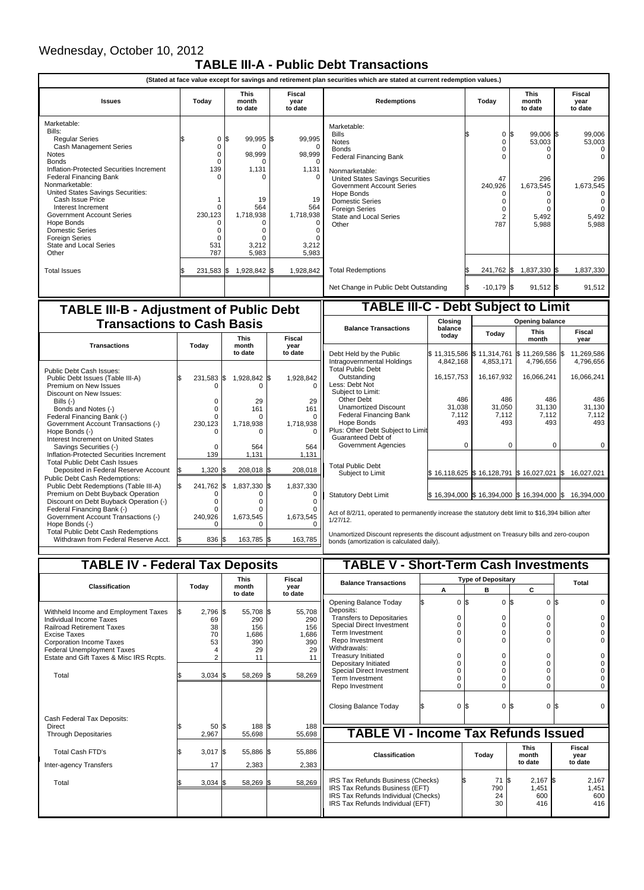Wednesday, October 10, 2012

# TABLE III-A - Public Debt Transactions

(Stated at face value except for savings and retirement plan securities which are stated at current redemption values.)

| Issues | Today | This month to date | Fiscal year to date |
|---|---|---|---|
| Marketable: | | | |
| Bills: | | | |
| Regular Series | $ 0 | $ 99,995 | $ 99,995 |
| Cash Management Series | 0 | 0 | 0 |
| Notes | 0 | 98,999 | 98,999 |
| Bonds | 0 | 0 | 0 |
| Inflation-Protected Securities Increment | 139 | 1,131 | 1,131 |
| Federal Financing Bank | 0 | 0 | 0 |
| Nonmarketable: | | | |
| United States Savings Securities: | | | |
| Cash Issue Price | 1 | 19 | 19 |
| Interest Increment | 0 | 564 | 564 |
| Government Account Series | 230,123 | 1,718,938 | 1,718,938 |
| Hope Bonds | 0 | 0 | 0 |
| Domestic Series | 0 | 0 | 0 |
| Foreign Series | 0 | 0 | 0 |
| State and Local Series | 531 | 3,212 | 3,212 |
| Other | 787 | 5,983 | 5,983 |
| Total Issues | $ 231,583 | $ 1,928,842 | $ 1,928,842 |

| Redemptions | Today | This month to date | Fiscal year to date |
|---|---|---|---|
| Marketable: | | | |
| Bills | $ 0 | $ 99,006 | $ 99,006 |
| Notes | 0 | 53,003 | 53,003 |
| Bonds | 0 | 0 | 0 |
| Federal Financing Bank | 0 | 0 | 0 |
| Nonmarketable: | | | |
| United States Savings Securities | 47 | 296 | 296 |
| Government Account Series | 240,926 | 1,673,545 | 1,673,545 |
| Hope Bonds | 0 | 0 | 0 |
| Domestic Series | 0 | 0 | 0 |
| Foreign Series | 0 | 0 | 0 |
| State and Local Series | 2 | 5,492 | 5,492 |
| Other | 787 | 5,988 | 5,988 |
| Total Redemptions | $ 241,762 | $ 1,837,330 | $ 1,837,330 |
| Net Change in Public Debt Outstanding | $ -10,179 | $ 91,512 | $ 91,512 |

# TABLE III-B - Adjustment of Public Debt Transactions to Cash Basis

| Transactions | Today | This month to date | Fiscal year to date |
|---|---|---|---|
| Public Debt Cash Issues: | | | |
| Public Debt Issues (Table III-A) | $ 231,583 | $ 1,928,842 | $ 1,928,842 |
| Premium on New Issues | 0 | 0 | 0 |
| Discount on New Issues: | | | |
| Bills (-) | 0 | 29 | 29 |
| Bonds and Notes (-) | 0 | 161 | 161 |
| Federal Financing Bank (-) | 0 | 0 | 0 |
| Government Account Transactions (-) | 230,123 | 1,718,938 | 1,718,938 |
| Hope Bonds (-) | 0 | 0 | 0 |
| Interest Increment on United States Savings Securities (-) | 0 | 564 | 564 |
| Inflation-Protected Securities Increment | 139 | 1,131 | 1,131 |
| Total Public Debt Cash Issues Deposited in Federal Reserve Account | $ 1,320 | $ 208,018 | $ 208,018 |
| Public Debt Cash Redemptions: | | | |
| Public Debt Redemptions (Table III-A) | $ 241,762 | $ 1,837,330 | $ 1,837,330 |
| Premium on Debt Buyback Operation | 0 | 0 | 0 |
| Discount on Debt Buyback Operation (-) | 0 | 0 | 0 |
| Federal Financing Bank (-) | 0 | 0 | 0 |
| Government Account Transactions (-) | 240,926 | 1,673,545 | 1,673,545 |
| Hope Bonds (-) | 0 | 0 | 0 |
| Total Public Debt Cash Redemptions Withdrawn from Federal Reserve Acct. | $ 836 | $ 163,785 | $ 163,785 |

# TABLE III-C - Debt Subject to Limit

| Balance Transactions | Closing balance today | Opening balance Today | Opening balance This month | Opening balance Fiscal year |
|---|---|---|---|---|
| Debt Held by the Public | $ 11,315,586 | $ 11,314,761 | $ 11,269,586 | $ 11,269,586 |
| Intragovernmental Holdings | 4,842,168 | 4,853,171 | 4,796,656 | 4,796,656 |
| Total Public Debt Outstanding | 16,157,753 | 16,167,932 | 16,066,241 | 16,066,241 |
| Less: Debt Not Subject to Limit: | | | | |
| Other Debt | 486 | 486 | 486 | 486 |
| Unamortized Discount | 31,038 | 31,050 | 31,130 | 31,130 |
| Federal Financing Bank | 7,112 | 7,112 | 7,112 | 7,112 |
| Hope Bonds | 493 | 493 | 493 | 493 |
| Plus: Other Debt Subject to Limit | | | | |
| Guaranteed Debt of Government Agencies | 0 | 0 | 0 | 0 |
| Total Public Debt Subject to Limit | $ 16,118,625 | $ 16,128,791 | $ 16,027,021 | $ 16,027,021 |
| Statutory Debt Limit | $ 16,394,000 | $ 16,394,000 | $ 16,394,000 | $ 16,394,000 |

Act of 8/2/11, operated to permanently increase the statutory debt limit to $16,394 billion after 1/27/12.

Unamortized Discount represents the discount adjustment on Treasury bills and zero-coupon bonds (amortization is calculated daily).

# TABLE IV - Federal Tax Deposits

| Classification | Today | This month to date | Fiscal year to date |
|---|---|---|---|
| Withheld Income and Employment Taxes | $ 2,796 | $ 55,708 | $ 55,708 |
| Individual Income Taxes | 69 | 290 | 290 |
| Railroad Retirement Taxes | 38 | 156 | 156 |
| Excise Taxes | 70 | 1,686 | 1,686 |
| Corporation Income Taxes | 53 | 390 | 390 |
| Federal Unemployment Taxes | 4 | 29 | 29 |
| Estate and Gift Taxes & Misc IRS Rcpts. | 2 | 11 | 11 |
| Total | $ 3,034 | $ 58,269 | $ 58,269 |
| Cash Federal Tax Deposits: | | | |
| Direct | $ 50 | $ 188 | $ 188 |
| Through Depositaries | 2,967 | 55,698 | 55,698 |
| Total Cash FTD's | $ 3,017 | $ 55,886 | $ 55,886 |
| Inter-agency Transfers | 17 | 2,383 | 2,383 |
| Total | $ 3,034 | $ 58,269 | $ 58,269 |

# TABLE V - Short-Term Cash Investments

| Balance Transactions | Type of Depositary A | B | C | Total |
|---|---|---|---|---|
| Opening Balance Today | $ 0 | $ 0 | $ 0 | $ 0 |
| Deposits: | | | | |
| Transfers to Depositaries | 0 | 0 | 0 | 0 |
| Special Direct Investment | 0 | 0 | 0 | 0 |
| Term Investment | 0 | 0 | 0 | 0 |
| Repo Investment | 0 | 0 | 0 | 0 |
| Withdrawals: | | | | |
| Treasury Initiated | 0 | 0 | 0 | 0 |
| Depositary Initiated | 0 | 0 | 0 | 0 |
| Special Direct Investment | 0 | 0 | 0 | 0 |
| Term Investment | 0 | 0 | 0 | 0 |
| Repo Investment | 0 | 0 | 0 | 0 |
| Closing Balance Today | $ 0 | $ 0 | $ 0 | $ 0 |

# TABLE VI - Income Tax Refunds Issued

| Classification | Today | This month to date | Fiscal year to date |
|---|---|---|---|
| IRS Tax Refunds Business (Checks) | $ 71 | $ 2,167 | $ 2,167 |
| IRS Tax Refunds Business (EFT) | 790 | 1,451 | 1,451 |
| IRS Tax Refunds Individual (Checks) | 24 | 600 | 600 |
| IRS Tax Refunds Individual (EFT) | 30 | 416 | 416 |